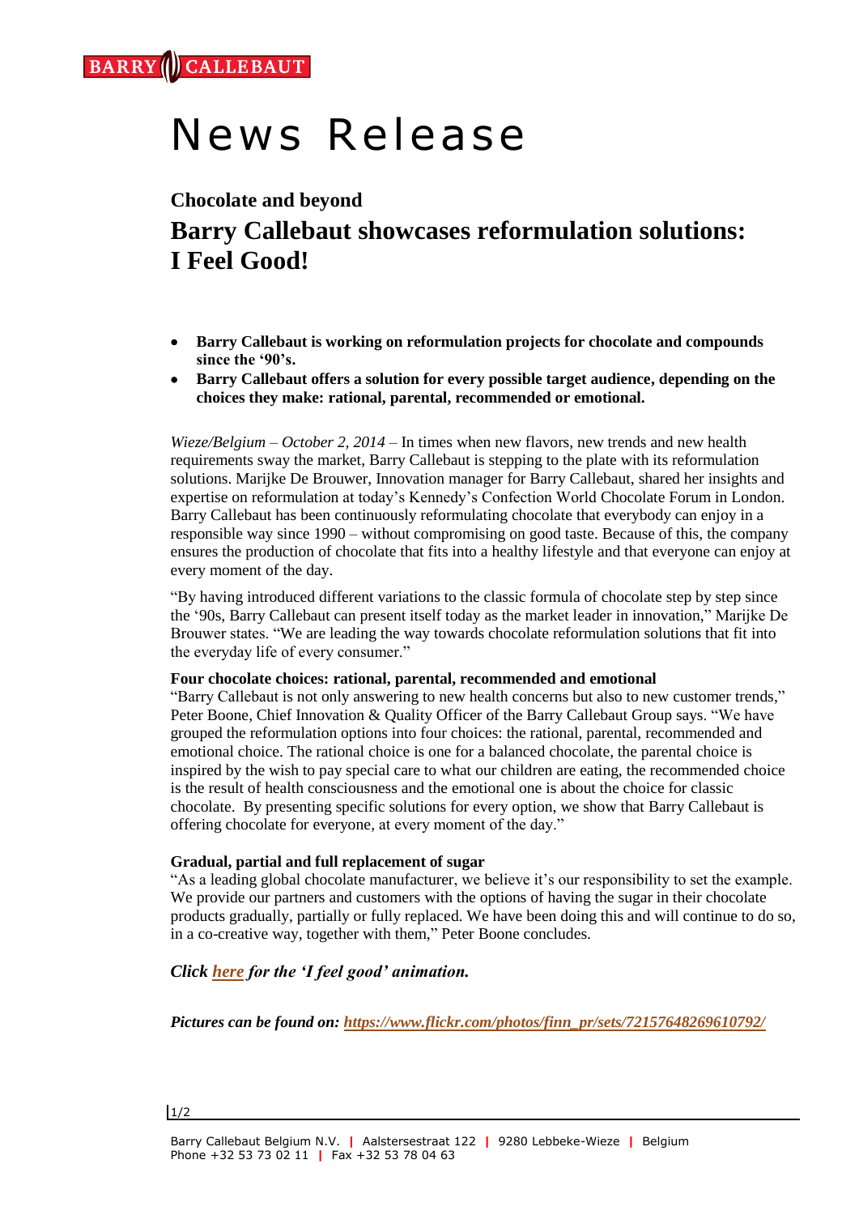# News Release

## Chocolate and beyond

# Barry Callebaut showcases reformulation solutions: I Feel Good!

- **Barry Callebaut is working on reformulation projects for chocolate and compounds since the '90's.**
- **Barry Callebaut offers a solution for every possible target audience, depending on the choices they make: rational, parental, recommended or emotional.**

*Wieze/Belgium – October 2, 2014* – In times when new flavors, new trends and new health requirements sway the market, Barry Callebaut is stepping to the plate with its reformulation solutions. Marijke De Brouwer, Innovation manager for Barry Callebaut, shared her insights and expertise on reformulation at today's Kennedy's Confection World Chocolate Forum in London. Barry Callebaut has been continuously reformulating chocolate that everybody can enjoy in a responsible way since 1990 – without compromising on good taste. Because of this, the company ensures the production of chocolate that fits into a healthy lifestyle and that everyone can enjoy at every moment of the day.

"By having introduced different variations to the classic formula of chocolate step by step since the '90s, Barry Callebaut can present itself today as the market leader in innovation," Marijke De Brouwer states. "We are leading the way towards chocolate reformulation solutions that fit into the everyday life of every consumer."

**Four chocolate choices: rational, parental, recommended and emotional**

"Barry Callebaut is not only answering to new health concerns but also to new customer trends," Peter Boone, Chief Innovation & Quality Officer of the Barry Callebaut Group says. "We have grouped the reformulation options into four choices: the rational, parental, recommended and emotional choice. The rational choice is one for a balanced chocolate, the parental choice is inspired by the wish to pay special care to what our children are eating, the recommended choice is the result of health consciousness and the emotional one is about the choice for classic chocolate. By presenting specific solutions for every option, we show that Barry Callebaut is offering chocolate for everyone, at every moment of the day."

**Gradual, partial and full replacement of sugar**

"As a leading global chocolate manufacturer, we believe it's our responsibility to set the example. We provide our partners and customers with the options of having the sugar in their chocolate products gradually, partially or fully replaced. We have been doing this and will continue to do so, in a co-creative way, together with them," Peter Boone concludes.

***Click here for the 'I feel good' animation.***

***Pictures can be found on: https://www.flickr.com/photos/finn_pr/sets/72157648269610792/***

Barry Callebaut Belgium N.V. | Aalstersestraat 122 | 9280 Lebbeke-Wieze | Belgium
Phone +32 53 73 02 11 | Fax +32 53 78 04 63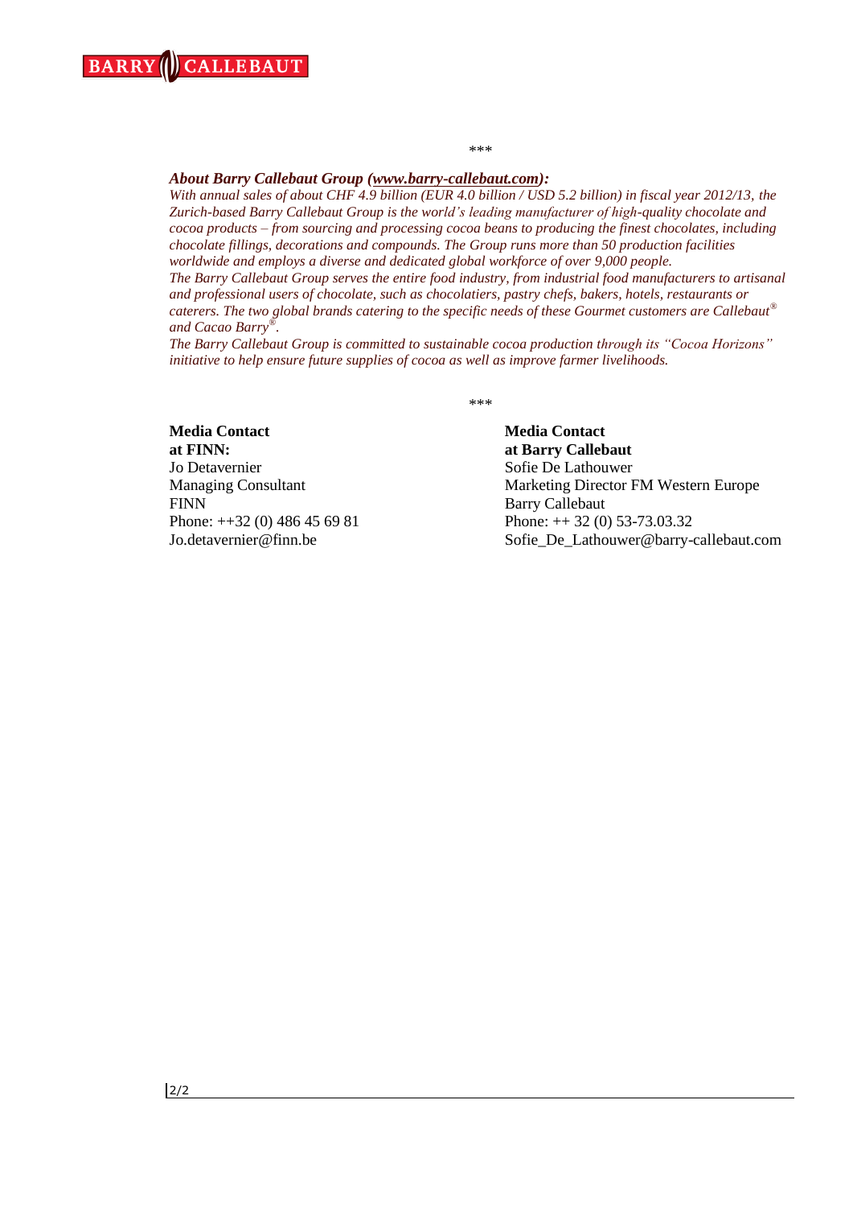\*\*\*

***About Barry Callebaut Group ([www.barry-callebaut.com](http://www.barry-callebaut.com)):***

*With annual sales of about CHF 4.9 billion (EUR 4.0 billion / USD 5.2 billion) in fiscal year 2012/13, the Zurich-based Barry Callebaut Group is the world's leading manufacturer of high-quality chocolate and cocoa products – from sourcing and processing cocoa beans to producing the finest chocolates, including chocolate fillings, decorations and compounds. The Group runs more than 50 production facilities worldwide and employs a diverse and dedicated global workforce of over 9,000 people.*

*The Barry Callebaut Group serves the entire food industry, from industrial food manufacturers to artisanal and professional users of chocolate, such as chocolatiers, pastry chefs, bakers, hotels, restaurants or caterers. The two global brands catering to the specific needs of these Gourmet customers are Callebaut® and Cacao Barry®.*

*The Barry Callebaut Group is committed to sustainable cocoa production through its "Cocoa Horizons" initiative to help ensure future supplies of cocoa as well as improve farmer livelihoods.*

\*\*\*

**Media Contact**
**at FINN:**
Jo Detavernier
Managing Consultant
FINN
Phone: ++32 (0) 486 45 69 81
Jo.detavernier@finn.be

**Media Contact**
**at Barry Callebaut**
Sofie De Lathouwer
Marketing Director FM Western Europe
Barry Callebaut
Phone: ++ 32 (0) 53-73.03.32
Sofie_De_Lathouwer@barry-callebaut.com